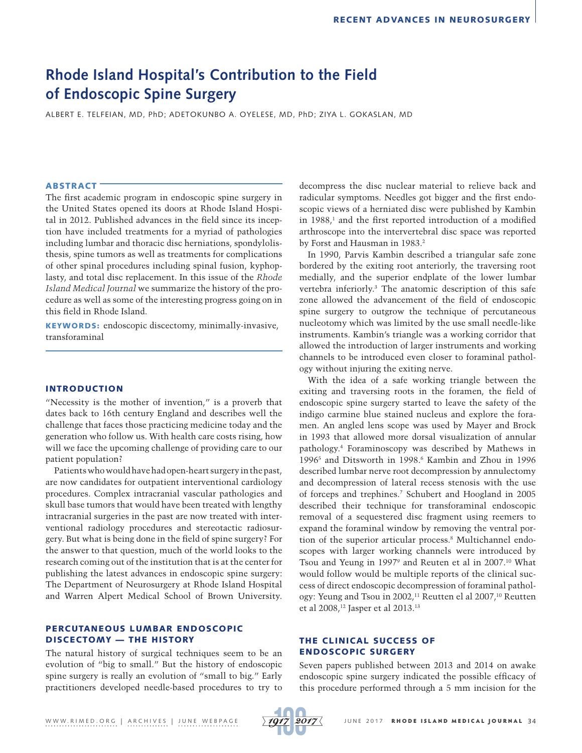# Rhode Island Hospital's Contribution to the Field of Endoscopic Spine Surgery

ALBERT E. TELFEIAN, MD, PhD; ADETOKUNBO A. OYELESE, MD, PhD; ZIYA L. GOKASLAN, MD

## ABSTRACT

The first academic program in endoscopic spine surgery in the United States opened its doors at Rhode Island Hospital in 2012. Published advances in the field since its inception have included treatments for a myriad of pathologies including lumbar and thoracic disc herniations, spondylolisthesis, spine tumors as well as treatments for complications of other spinal procedures including spinal fusion, kyphoplasty, and total disc replacement. In this issue of the *Rhode Island Medical Journal* we summarize the history of the procedure as well as some of the interesting progress going on in this field in Rhode Island.

**KEYWORDS:** endoscopic discectomy, minimally-invasive, transforaminal

## INTRODUCTION

"Necessity is the mother of invention," is a proverb that dates back to 16th century England and describes well the challenge that faces those practicing medicine today and the generation who follow us. With health care costs rising, how will we face the upcoming challenge of providing care to our patient population?

Patients who would have had open-heart surgery in the past, are now candidates for outpatient interventional cardiology procedures. Complex intracranial vascular pathologies and skull base tumors that would have been treated with lengthy intracranial surgeries in the past are now treated with interventional radiology procedures and stereotactic radiosurgery. But what is being done in the field of spine surgery? For the answer to that question, much of the world looks to the research coming out of the institution that is at the center for publishing the latest advances in endoscopic spine surgery: The Department of Neurosurgery at Rhode Island Hospital and Warren Alpert Medical School of Brown University.

## PERCUTANEOUS LUMBAR ENDOSCOPIC DISCECTOMY — THE HISTORY

The natural history of surgical techniques seem to be an evolution of "big to small." But the history of endoscopic spine surgery is really an evolution of "small to big." Early practitioners developed needle-based procedures to try to decompress the disc nuclear material to relieve back and radicular symptoms. Needles got bigger and the first endoscopic views of a herniated disc were published by Kambin in 1988,[1] and the first reported introduction of a modified arthroscope into the intervertebral disc space was reported by Forst and Hausman in 1983.[2]

In 1990, Parvis Kambin described a triangular safe zone bordered by the exiting root anteriorly, the traversing root medially, and the superior endplate of the lower lumbar vertebra inferiorly.[3] The anatomic description of this safe zone allowed the advancement of the field of endoscopic spine surgery to outgrow the technique of percutaneous nucleotomy which was limited by the use small needle-like instruments. Kambin's triangle was a working corridor that allowed the introduction of larger instruments and working channels to be introduced even closer to foraminal pathology without injuring the exiting nerve.

With the idea of a safe working triangle between the exiting and traversing roots in the foramen, the field of endoscopic spine surgery started to leave the safety of the indigo carmine blue stained nucleus and explore the foramen. An angled lens scope was used by Mayer and Brock in 1993 that allowed more dorsal visualization of annular pathology.[4] Foraminoscopy was described by Mathews in 1996[5] and Ditsworth in 1998.[6] Kambin and Zhou in 1996 described lumbar nerve root decompression by annulectomy and decompression of lateral recess stenosis with the use of forceps and trephines.[7] Schubert and Hoogland in 2005 described their technique for transforaminal endoscopic removal of a sequestered disc fragment using reemers to expand the foraminal window by removing the ventral portion of the superior articular process.[8] Multichannel endoscopes with larger working channels were introduced by Tsou and Yeung in 1997[9] and Reuten et al in 2007.[10] What would follow would be multiple reports of the clinical success of direct endoscopic decompression of foraminal pathology: Yeung and Tsou in 2002,[11] Reutten el al 2007,[10] Reutten et al 2008,[12] Jasper et al 2013.[13]

## THE CLINICAL SUCCESS OF ENDOSCOPIC SURGERY

Seven papers published between 2013 and 2014 on awake endoscopic spine surgery indicated the possible efficacy of this procedure performed through a 5 mm incision for the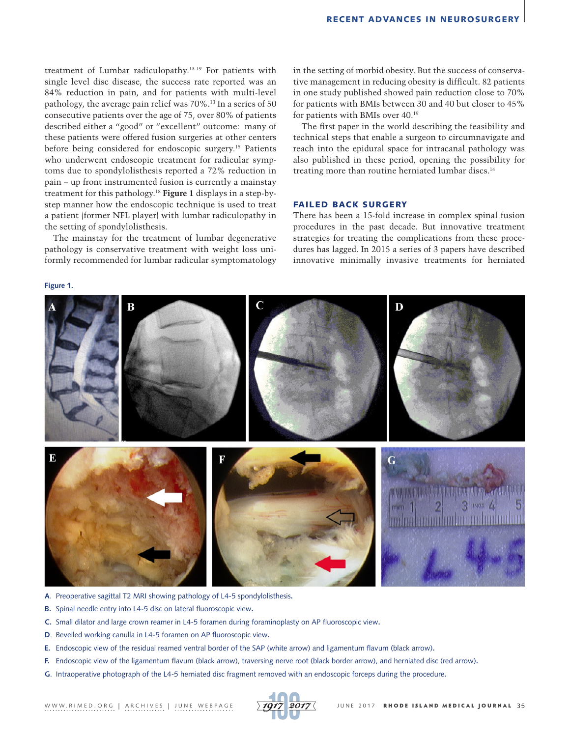treatment of Lumbar radiculopathy.[13-19] For patients with single level disc disease, the success rate reported was an 84% reduction in pain, and for patients with multi-level pathology, the average pain relief was 70%.[13] In a series of 50 consecutive patients over the age of 75, over 80% of patients described either a "good" or "excellent" outcome: many of these patients were offered fusion surgeries at other centers before being considered for endoscopic surgery.[15] Patients who underwent endoscopic treatment for radicular symptoms due to spondylolisthesis reported a 72% reduction in pain – up front instrumented fusion is currently a mainstay treatment for this pathology.[18] **Figure 1** displays in a step-by-step manner how the endoscopic technique is used to treat a patient (former NFL player) with lumbar radiculopathy in the setting of spondylolisthesis.

The mainstay for the treatment of lumbar degenerative pathology is conservative treatment with weight loss uniformly recommended for lumbar radicular symptomatology in the setting of morbid obesity. But the success of conservative management in reducing obesity is difficult. 82 patients in one study published showed pain reduction close to 70% for patients with BMIs between 30 and 40 but closer to 45% for patients with BMIs over 40.[19]

The first paper in the world describing the feasibility and technical steps that enable a surgeon to circumnavigate and reach into the epidural space for intracanal pathology was also published in these period, opening the possibility for treating more than routine herniated lumbar discs.[14]

## FAILED BACK SURGERY

There has been a 15-fold increase in complex spinal fusion procedures in the past decade. But innovative treatment strategies for treating the complications from these procedures has lagged. In 2015 a series of 3 papers have described innovative minimally invasive treatments for herniated

**Figure 1.**

A. Preoperative sagittal T2 MRI showing pathology of L4-5 spondylolisthesis.

B. Spinal needle entry into L4-5 disc on lateral fluoroscopic view.

C. Small dilator and large crown reamer in L4-5 foramen during foraminoplasty on AP fluoroscopic view.

D. Bevelled working canulla in L4-5 foramen on AP fluoroscopic view.

E. Endoscopic view of the residual reamed ventral border of the SAP (white arrow) and ligamentum flavum (black arrow).

F. Endoscopic view of the ligamentum flavum (black arrow), traversing nerve root (black border arrow), and herniated disc (red arrow).

G. Intraoperative photograph of the L4-5 herniated disc fragment removed with an endoscopic forceps during the procedure.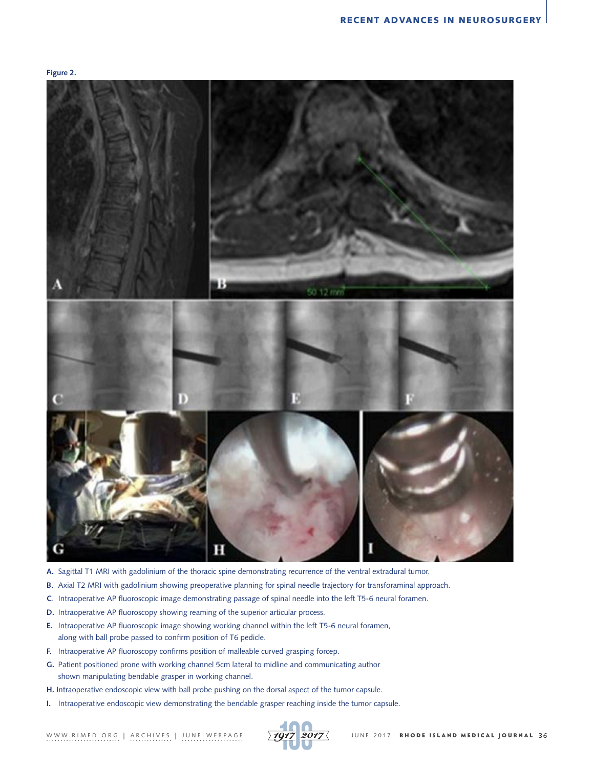**Figure 2.**

**A.** Sagittal T1 MRI with gadolinium of the thoracic spine demonstrating recurrence of the ventral extradural tumor.

**B.** Axial T2 MRI with gadolinium showing preoperative planning for spinal needle trajectory for transforaminal approach.

**C**. Intraoperative AP fluoroscopic image demonstrating passage of spinal needle into the left T5-6 neural foramen.

**D.** Intraoperative AP fluoroscopy showing reaming of the superior articular process.

**E.** Intraoperative AP fluoroscopic image showing working channel within the left T5-6 neural foramen, along with ball probe passed to confirm position of T6 pedicle.

**F.** Intraoperative AP fluoroscopy confirms position of malleable curved grasping forcep.

**G.** Patient positioned prone with working channel 5cm lateral to midline and communicating author shown manipulating bendable grasper in working channel.

**H.** Intraoperative endoscopic view with ball probe pushing on the dorsal aspect of the tumor capsule.

**I.** Intraoperative endoscopic view demonstrating the bendable grasper reaching inside the tumor capsule.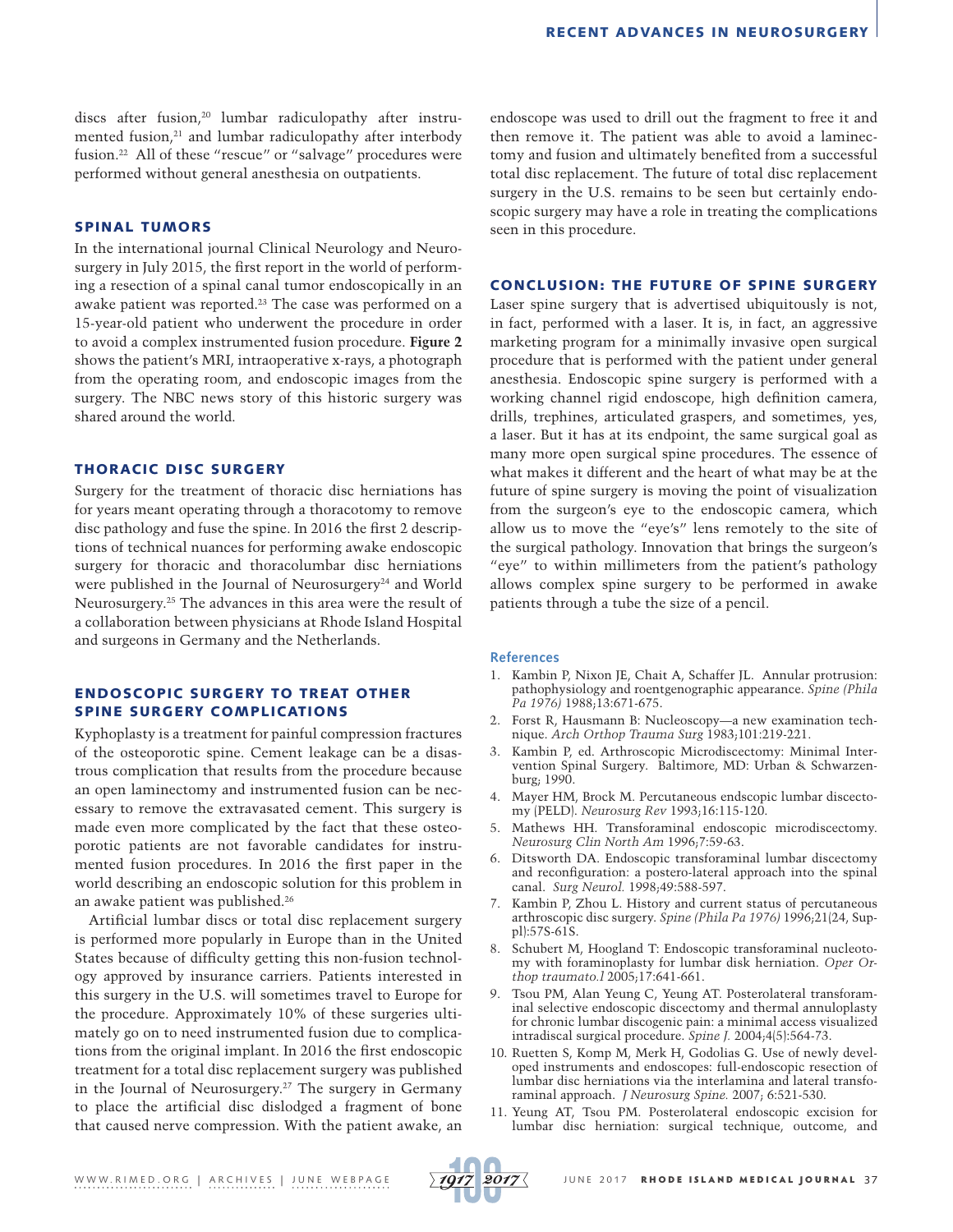discs after fusion,[20] lumbar radiculopathy after instrumented fusion,[21] and lumbar radiculopathy after interbody fusion.[22] All of these "rescue" or "salvage" procedures were performed without general anesthesia on outpatients.

## SPINAL TUMORS

In the international journal Clinical Neurology and Neurosurgery in July 2015, the first report in the world of performing a resection of a spinal canal tumor endoscopically in an awake patient was reported.[23] The case was performed on a 15-year-old patient who underwent the procedure in order to avoid a complex instrumented fusion procedure. **Figure 2** shows the patient's MRI, intraoperative x-rays, a photograph from the operating room, and endoscopic images from the surgery. The NBC news story of this historic surgery was shared around the world.

## THORACIC DISC SURGERY

Surgery for the treatment of thoracic disc herniations has for years meant operating through a thoracotomy to remove disc pathology and fuse the spine. In 2016 the first 2 descriptions of technical nuances for performing awake endoscopic surgery for thoracic and thoracolumbar disc herniations were published in the Journal of Neurosurgery[24] and World Neurosurgery.[25] The advances in this area were the result of a collaboration between physicians at Rhode Island Hospital and surgeons in Germany and the Netherlands.

## ENDOSCOPIC SURGERY TO TREAT OTHER SPINE SURGERY COMPLICATIONS

Kyphoplasty is a treatment for painful compression fractures of the osteoporotic spine. Cement leakage can be a disastrous complication that results from the procedure because an open laminectomy and instrumented fusion can be necessary to remove the extravasated cement. This surgery is made even more complicated by the fact that these osteoporotic patients are not favorable candidates for instrumented fusion procedures. In 2016 the first paper in the world describing an endoscopic solution for this problem in an awake patient was published.[26]

Artificial lumbar discs or total disc replacement surgery is performed more popularly in Europe than in the United States because of difficulty getting this non-fusion technology approved by insurance carriers. Patients interested in this surgery in the U.S. will sometimes travel to Europe for the procedure. Approximately 10% of these surgeries ultimately go on to need instrumented fusion due to complications from the original implant. In 2016 the first endoscopic treatment for a total disc replacement surgery was published in the Journal of Neurosurgery.[27] The surgery in Germany to place the artificial disc dislodged a fragment of bone that caused nerve compression. With the patient awake, an endoscope was used to drill out the fragment to free it and then remove it. The patient was able to avoid a laminectomy and fusion and ultimately benefited from a successful total disc replacement. The future of total disc replacement surgery in the U.S. remains to be seen but certainly endoscopic surgery may have a role in treating the complications seen in this procedure.

## CONCLUSION: THE FUTURE OF SPINE SURGERY

Laser spine surgery that is advertised ubiquitously is not, in fact, performed with a laser. It is, in fact, an aggressive marketing program for a minimally invasive open surgical procedure that is performed with the patient under general anesthesia. Endoscopic spine surgery is performed with a working channel rigid endoscope, high definition camera, drills, trephines, articulated graspers, and sometimes, yes, a laser. But it has at its endpoint, the same surgical goal as many more open surgical spine procedures. The essence of what makes it different and the heart of what may be at the future of spine surgery is moving the point of visualization from the surgeon's eye to the endoscopic camera, which allow us to move the "eye's" lens remotely to the site of the surgical pathology. Innovation that brings the surgeon's "eye" to within millimeters from the patient's pathology allows complex spine surgery to be performed in awake patients through a tube the size of a pencil.

### References

1. Kambin P, Nixon JE, Chait A, Schaffer JL. Annular protrusion: pathophysiology and roentgenographic appearance. *Spine (Phila Pa 1976)* 1988;13:671-675.
2. Forst R, Hausmann B: Nucleoscopy—a new examination technique. *Arch Orthop Trauma Surg* 1983;101:219-221.
3. Kambin P, ed. Arthroscopic Microdiscectomy: Minimal Intervention Spinal Surgery. Baltimore, MD: Urban & Schwarzenburg; 1990.
4. Mayer HM, Brock M. Percutaneous endscopic lumbar discectomy (PELD). *Neurosurg Rev* 1993;16:115-120.
5. Mathews HH. Transforaminal endoscopic microdiscectomy. *Neurosurg Clin North Am* 1996;7:59-63.
6. Ditsworth DA. Endoscopic transforaminal lumbar discectomy and reconfiguration: a postero-lateral approach into the spinal canal. *Surg Neurol.* 1998;49:588-597.
7. Kambin P, Zhou L. History and current status of percutaneous arthroscopic disc surgery. *Spine (Phila Pa 1976)* 1996;21(24, Suppl):57S-61S.
8. Schubert M, Hoogland T: Endoscopic transforaminal nucleotomy with foraminoplasty for lumbar disk herniation. *Oper Orthop traumato.l* 2005;17:641-661.
9. Tsou PM, Alan Yeung C, Yeung AT. Posterolateral transforaminal selective endoscopic discectomy and thermal annuloplasty for chronic lumbar discogenic pain: a minimal access visualized intradiscal surgical procedure. *Spine J.* 2004;4(5):564-73.
10. Ruetten S, Komp M, Merk H, Godolias G. Use of newly developed instruments and endoscopes: full-endoscopic resection of lumbar disc herniations via the interlamina and lateral transforaminal approach. *J Neurosurg Spine.* 2007; 6:521-530.
11. Yeung AT, Tsou PM. Posterolateral endoscopic excision for lumbar disc herniation: surgical technique, outcome, and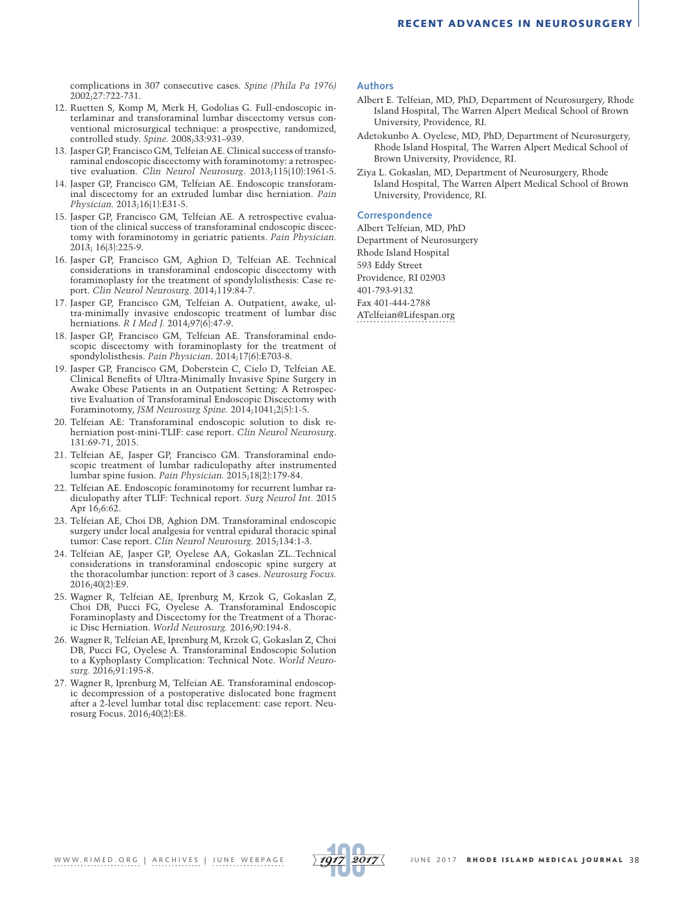complications in 307 consecutive cases. *Spine (Phila Pa 1976)* 2002;27:722-731.

12. Ruetten S, Komp M, Merk H, Godolias G. Full-endoscopic interlaminar and transforaminal lumbar discectomy versus conventional microsurgical technique: a prospective, randomized, controlled study. *Spine.* 2008;33:931–939.
13. Jasper GP, Francisco GM, Telfeian AE. Clinical success of transforaminal endoscopic discectomy with foraminotomy: a retrospective evaluation. *Clin Neurol Neurosurg*. 2013;115(10):1961-5.
14. Jasper GP, Francisco GM, Telfeian AE. Endoscopic transforaminal discectomy for an extruded lumbar disc herniation. *Pain Physician.* 2013;16(1):E31-5.
15. Jasper GP, Francisco GM, Telfeian AE. A retrospective evaluation of the clinical success of transforaminal endoscopic discectomy with foraminotomy in geriatric patients. *Pain Physician.* 2013; 16(3):225-9.
16. Jasper GP, Francisco GM, Aghion D, Telfeian AE. Technical considerations in transforaminal endoscopic discectomy with foraminoplasty for the treatment of spondylolisthesis: Case report. *Clin Neurol Neurosurg.* 2014;119:84-7.
17. Jasper GP, Francisco GM, Telfeian A. Outpatient, awake, ultra-minimally invasive endoscopic treatment of lumbar disc herniations. *R I Med J.* 2014;97(6):47-9.
18. Jasper GP, Francisco GM, Telfeian AE. Transforaminal endoscopic discectomy with foraminoplasty for the treatment of spondylolisthesis. *Pain Physician*. 2014;17(6):E703-8.
19. Jasper GP, Francisco GM, Doberstein C, Cielo D, Telfeian AE. Clinical Benefits of Ultra-Minimally Invasive Spine Surgery in Awake Obese Patients in an Outpatient Setting: A Retrospective Evaluation of Transforaminal Endoscopic Discectomy with Foraminotomy, *JSM Neurosurg Spine.* 2014;1041;2(5):1-5.
20. Telfeian AE: Transforaminal endoscopic solution to disk reherniation post-mini-TLIF: case report. *Clin Neurol Neurosurg*. 131:69-71, 2015.
21. Telfeian AE, Jasper GP, Francisco GM. Transforaminal endoscopic treatment of lumbar radiculopathy after instrumented lumbar spine fusion. *Pain Physician.* 2015;18(2):179-84.
22. Telfeian AE. Endoscopic foraminotomy for recurrent lumbar radiculopathy after TLIF: Technical report. *Surg Neurol Int.* 2015 Apr 16;6:62.
23. Telfeian AE, Choi DB, Aghion DM. Transforaminal endoscopic surgery under local analgesia for ventral epidural thoracic spinal tumor: Case report. *Clin Neurol Neurosurg.* 2015;134:1-3.
24. Telfeian AE, Jasper GP, Oyelese AA, Gokaslan ZL..Technical considerations in transforaminal endoscopic spine surgery at the thoracolumbar junction: report of 3 cases. *Neurosurg Focus.* 2016;40(2):E9.
25. Wagner R, Telfeian AE, Iprenburg M, Krzok G, Gokaslan Z, Choi DB, Pucci FG, Oyelese A. Transforaminal Endoscopic Foraminoplasty and Discectomy for the Treatment of a Thoracic Disc Herniation. *World Neurosurg.* 2016;90:194-8.
26. Wagner R, Telfeian AE, Iprenburg M, Krzok G, Gokaslan Z, Choi DB, Pucci FG, Oyelese A. Transforaminal Endoscopic Solution to a Kyphoplasty Complication: Technical Note. *World Neurosurg.* 2016;91:195-8.
27. Wagner R, Iprenburg M, Telfeian AE. Transforaminal endoscopic decompression of a postoperative dislocated bone fragment after a 2-level lumbar total disc replacement: case report. Neurosurg Focus. 2016;40(2):E8.

### Authors

Albert E. Telfeian, MD, PhD, Department of Neurosurgery, Rhode Island Hospital, The Warren Alpert Medical School of Brown University, Providence, RI.

Adetokunbo A. Oyelese, MD, PhD, Department of Neurosurgery, Rhode Island Hospital, The Warren Alpert Medical School of Brown University, Providence, RI.

Ziya L. Gokaslan, MD, Department of Neurosurgery, Rhode Island Hospital, The Warren Alpert Medical School of Brown University, Providence, RI.

### Correspondence

Albert Telfeian, MD, PhD
Department of Neurosurgery
Rhode Island Hospital
593 Eddy Street
Providence, RI 02903
401-793-9132
Fax 401-444-2788
ATelfeian@Lifespan.org